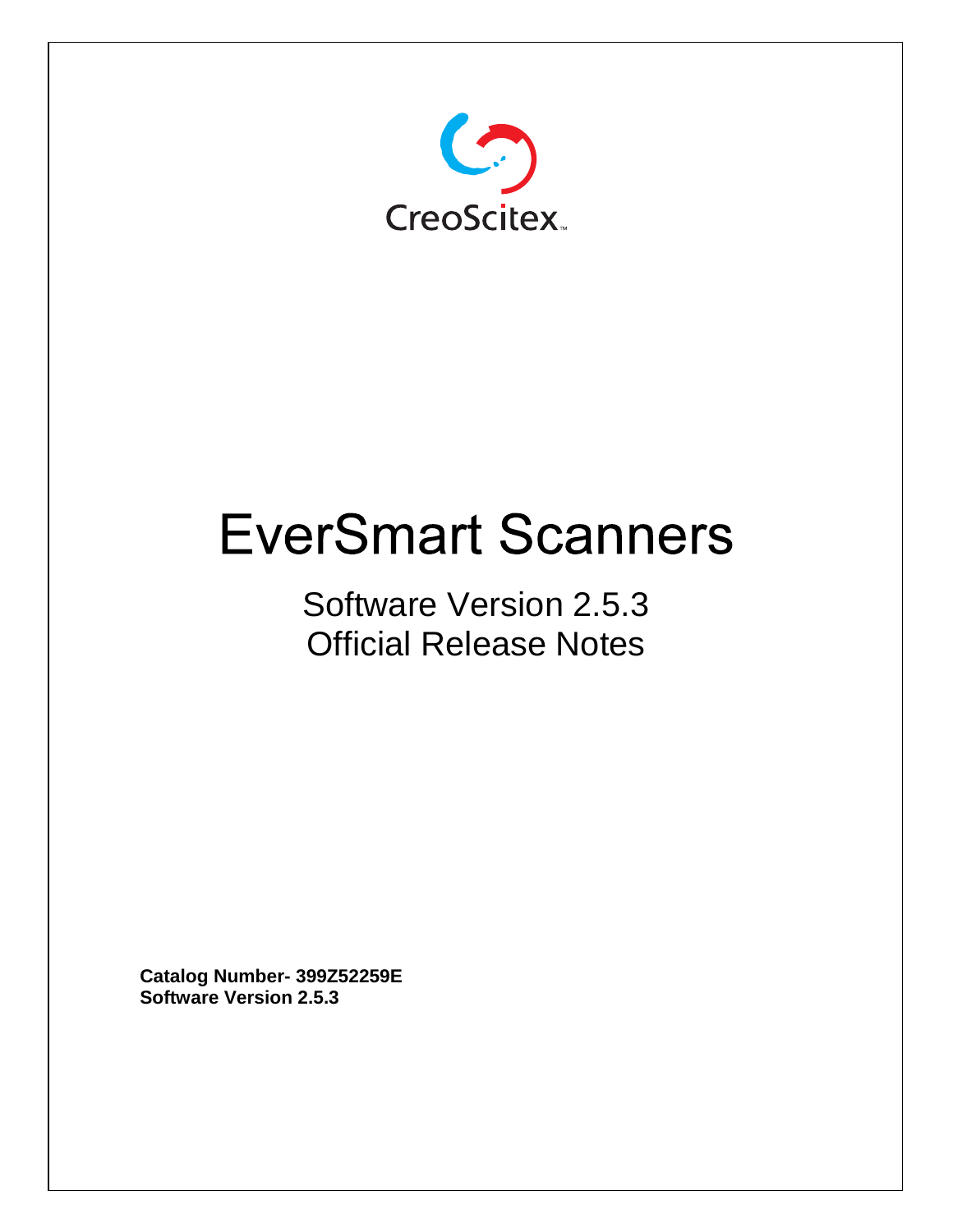CreoScitex™

# EverSmart Scanners

## Software Version 2.5.3
## Official Release Notes

**Catalog Number- 399Z52259E**
**Software Version 2.5.3**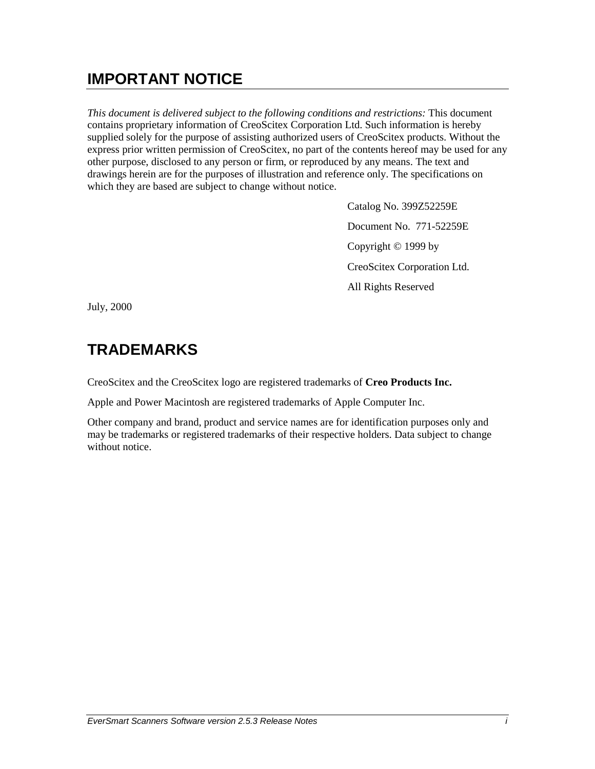# IMPORTANT NOTICE

*This document is delivered subject to the following conditions and restrictions:* This document contains proprietary information of CreoScitex Corporation Ltd. Such information is hereby supplied solely for the purpose of assisting authorized users of CreoScitex products. Without the express prior written permission of CreoScitex, no part of the contents hereof may be used for any other purpose, disclosed to any person or firm, or reproduced by any means. The text and drawings herein are for the purposes of illustration and reference only. The specifications on which they are based are subject to change without notice.

Catalog No. 399Z52259E

Document No. 771-52259E

Copyright © 1999 by

CreoScitex Corporation Ltd.

All Rights Reserved

July, 2000

# TRADEMARKS

CreoScitex and the CreoScitex logo are registered trademarks of **Creo Products Inc.**

Apple and Power Macintosh are registered trademarks of Apple Computer Inc.

Other company and brand, product and service names are for identification purposes only and may be trademarks or registered trademarks of their respective holders. Data subject to change without notice.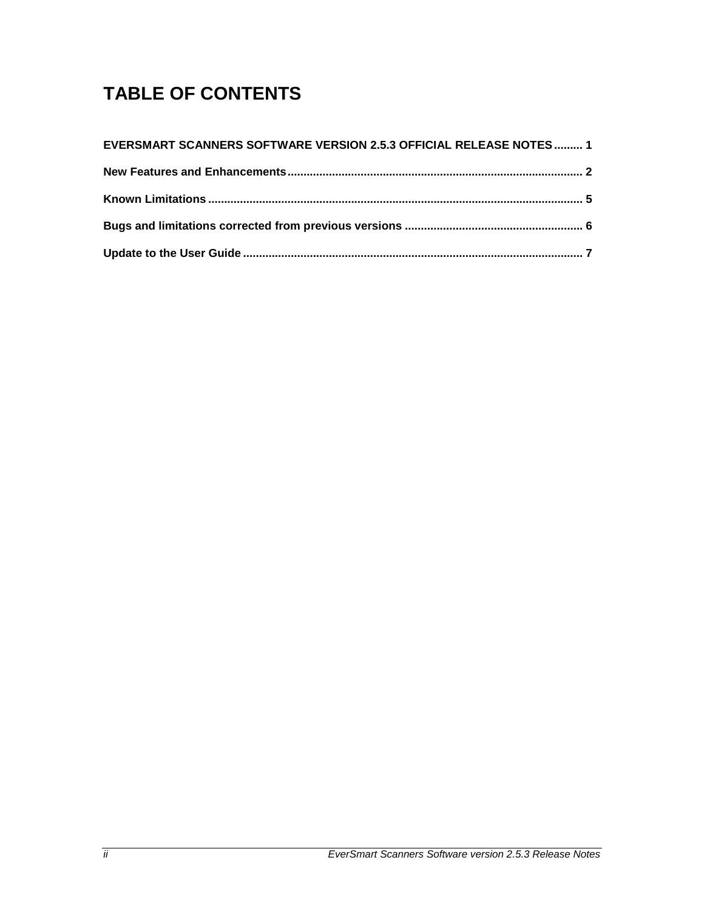# TABLE OF CONTENTS

**EVERSMART SCANNERS SOFTWARE VERSION 2.5.3 OFFICIAL RELEASE NOTES......... 1**

**New Features and Enhancements............................................................................................ 2**

**Known Limitations..................................................................................................................... 5**

**Bugs and limitations corrected from previous versions ....................................................... 6**

**Update to the User Guide .......................................................................................................... 7**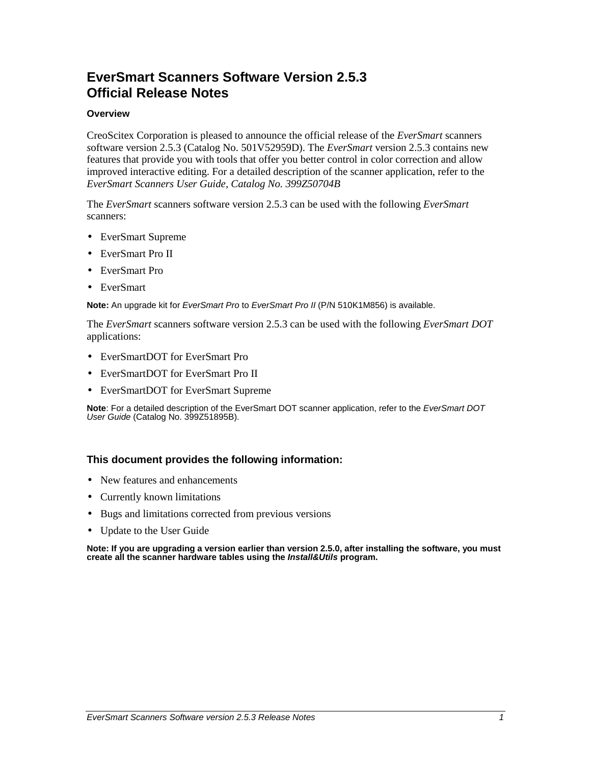# EverSmart Scanners Software Version 2.5.3
# Official Release Notes

### Overview

CreoScitex Corporation is pleased to announce the official release of the *EverSmart* scanners software version 2.5.3 (Catalog No. 501V52959D). The *EverSmart* version 2.5.3 contains new features that provide you with tools that offer you better control in color correction and allow improved interactive editing. For a detailed description of the scanner application, refer to the *EverSmart Scanners User Guide, Catalog No. 399Z50704B*

The *EverSmart* scanners software version 2.5.3 can be used with the following *EverSmart* scanners:

- EverSmart Supreme
- EverSmart Pro II
- EverSmart Pro
- EverSmart

**Note:** An upgrade kit for *EverSmart Pro* to *EverSmart Pro II* (P/N 510K1M856) is available.

The *EverSmart* scanners software version 2.5.3 can be used with the following *EverSmart DOT* applications:

- EverSmartDOT for EverSmart Pro
- EverSmartDOT for EverSmart Pro II
- EverSmartDOT for EverSmart Supreme

**Note**: For a detailed description of the EverSmart DOT scanner application, refer to the *EverSmart DOT User Guide* (Catalog No. 399Z51895B).

## This document provides the following information:

- New features and enhancements
- Currently known limitations
- Bugs and limitations corrected from previous versions
- Update to the User Guide

**Note: If you are upgrading a version earlier than version 2.5.0, after installing the software, you must create all the scanner hardware tables using the *Install&Utils* program.**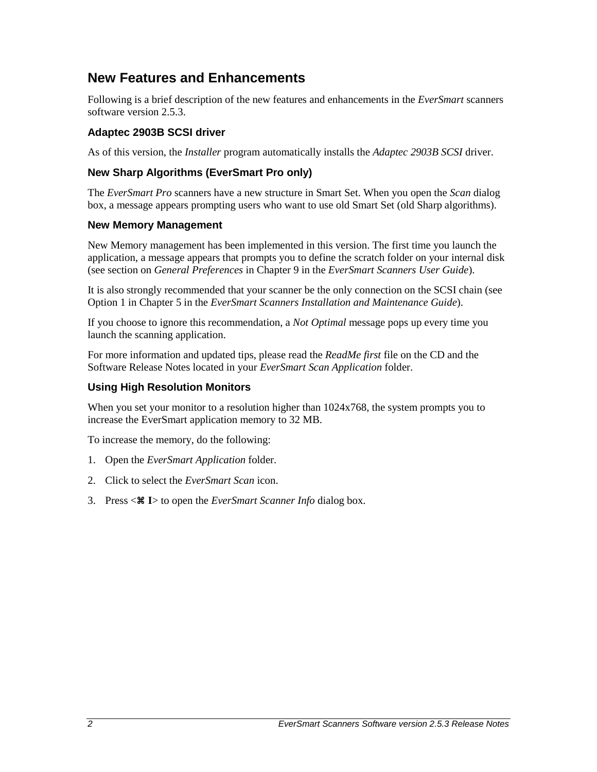## New Features and Enhancements

Following is a brief description of the new features and enhancements in the *EverSmart* scanners software version 2.5.3.

### Adaptec 2903B SCSI driver

As of this version, the *Installer* program automatically installs the *Adaptec 2903B SCSI* driver.

### New Sharp Algorithms (EverSmart Pro only)

The *EverSmart Pro* scanners have a new structure in Smart Set. When you open the *Scan* dialog box, a message appears prompting users who want to use old Smart Set (old Sharp algorithms).

### New Memory Management

New Memory management has been implemented in this version. The first time you launch the application, a message appears that prompts you to define the scratch folder on your internal disk (see section on *General Preferences* in Chapter 9 in the *EverSmart Scanners User Guide*).

It is also strongly recommended that your scanner be the only connection on the SCSI chain (see Option 1 in Chapter 5 in the *EverSmart Scanners Installation and Maintenance Guide*).

If you choose to ignore this recommendation, a *Not Optimal* message pops up every time you launch the scanning application.

For more information and updated tips, please read the *ReadMe first* file on the CD and the Software Release Notes located in your *EverSmart Scan Application* folder.

### Using High Resolution Monitors

When you set your monitor to a resolution higher than 1024x768, the system prompts you to increase the EverSmart application memory to 32 MB.

To increase the memory, do the following:

1. Open the *EverSmart Application* folder.
2. Click to select the *EverSmart Scan* icon.
3. Press <**⌘ I**> to open the *EverSmart Scanner Info* dialog box.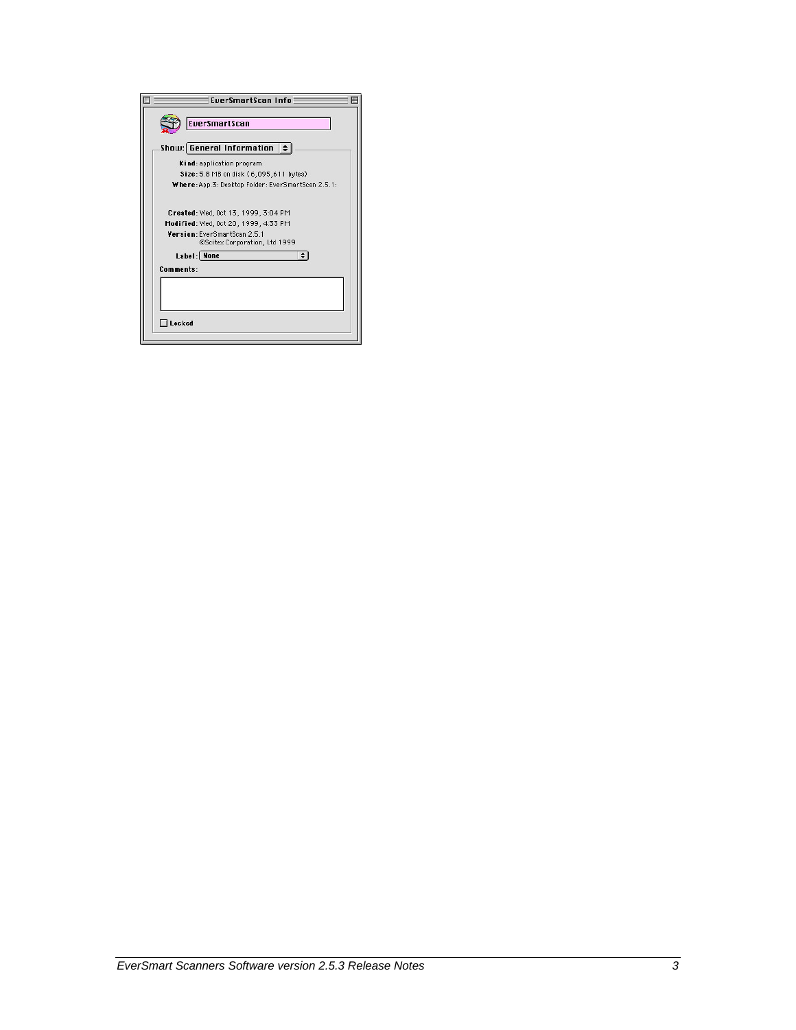**EverSmartScan Info**

EverSmartScan

Show: General Information

Kind: application program

Size: 5.8 MB on disk (6,095,611 bytes)

Where: App 3: Desktop Folder: EverSmartScan 2.5.1:

Created: Wed, Oct 13, 1999, 3:04 PM

Modified: Wed, Oct 20, 1999, 4:33 PM

Version: EverSmartScan 2.5.1
©Scitex Corporation, Ltd 1999

Label: None

Comments:

Locked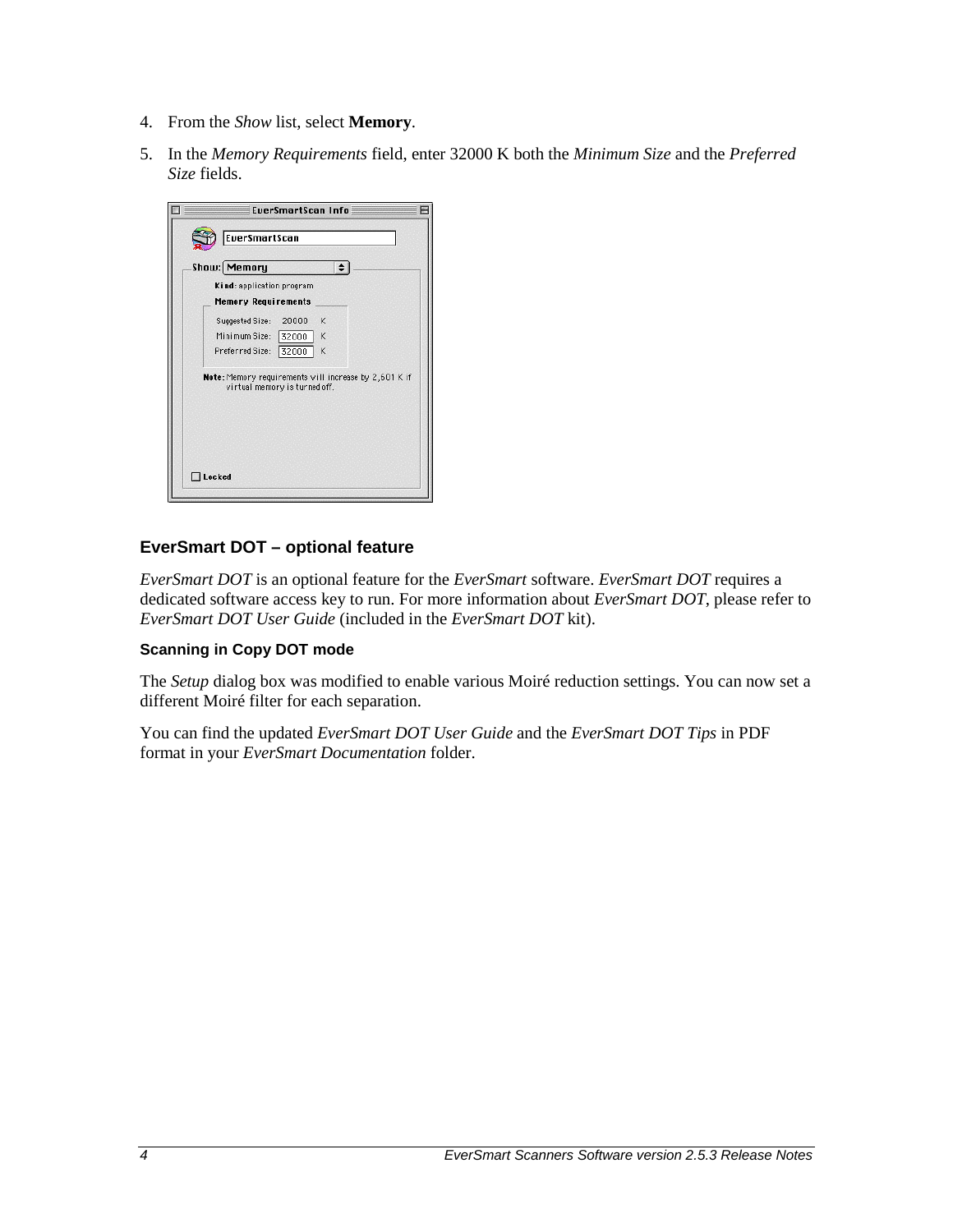4. From the *Show* list, select **Memory**.
5. In the *Memory Requirements* field, enter 32000 K both the *Minimum Size* and the *Preferred Size* fields.

## EverSmart DOT – optional feature

*EverSmart DOT* is an optional feature for the *EverSmart* software. *EverSmart DOT* requires a dedicated software access key to run. For more information about *EverSmart DOT*, please refer to *EverSmart DOT User Guide* (included in the *EverSmart DOT* kit).

### Scanning in Copy DOT mode

The *Setup* dialog box was modified to enable various Moiré reduction settings. You can now set a different Moiré filter for each separation.

You can find the updated *EverSmart DOT User Guide* and the *EverSmart DOT Tips* in PDF format in your *EverSmart Documentation* folder.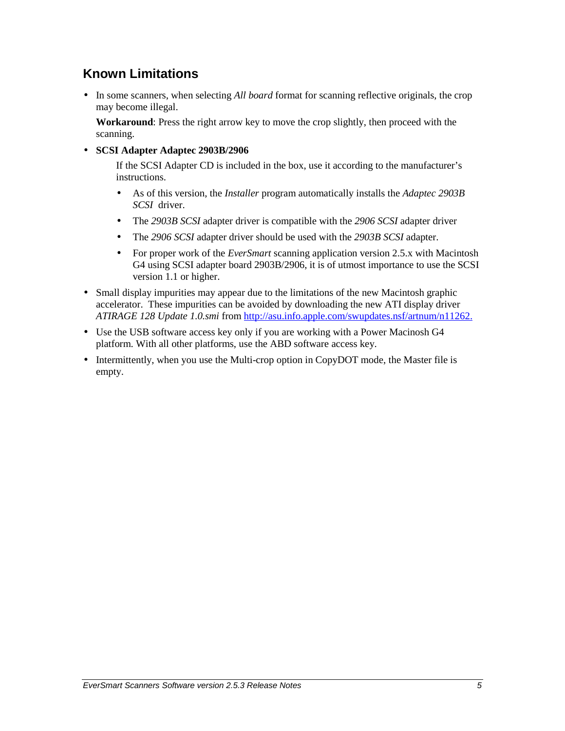## Known Limitations

- In some scanners, when selecting *All board* format for scanning reflective originals, the crop may become illegal.

  **Workaround**: Press the right arrow key to move the crop slightly, then proceed with the scanning.

- **SCSI Adapter Adaptec 2903B/2906**

  If the SCSI Adapter CD is included in the box, use it according to the manufacturer's instructions.

  - As of this version, the *Installer* program automatically installs the *Adaptec 2903B SCSI* driver.
  - The *2903B SCSI* adapter driver is compatible with the *2906 SCSI* adapter driver
  - The *2906 SCSI* adapter driver should be used with the *2903B SCSI* adapter.
  - For proper work of the *EverSmart* scanning application version 2.5.x with Macintosh G4 using SCSI adapter board 2903B/2906, it is of utmost importance to use the SCSI version 1.1 or higher.

- Small display impurities may appear due to the limitations of the new Macintosh graphic accelerator. These impurities can be avoided by downloading the new ATI display driver *ATIRAGE 128 Update 1.0.smi* from http://asu.info.apple.com/swupdates.nsf/artnum/n11262.
- Use the USB software access key only if you are working with a Power Macinosh G4 platform. With all other platforms, use the ABD software access key.
- Intermittently, when you use the Multi-crop option in CopyDOT mode, the Master file is empty.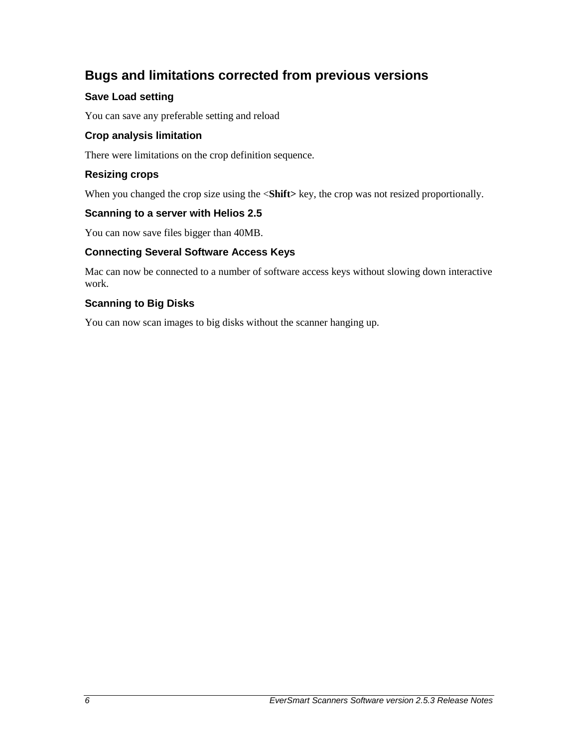## Bugs and limitations corrected from previous versions

### Save Load setting

You can save any preferable setting and reload

### Crop analysis limitation

There were limitations on the crop definition sequence.

### Resizing crops

When you changed the crop size using the <**Shift**> key, the crop was not resized proportionally.

### Scanning to a server with Helios 2.5

You can now save files bigger than 40MB.

### Connecting Several Software Access Keys

Mac can now be connected to a number of software access keys without slowing down interactive work.

### Scanning to Big Disks

You can now scan images to big disks without the scanner hanging up.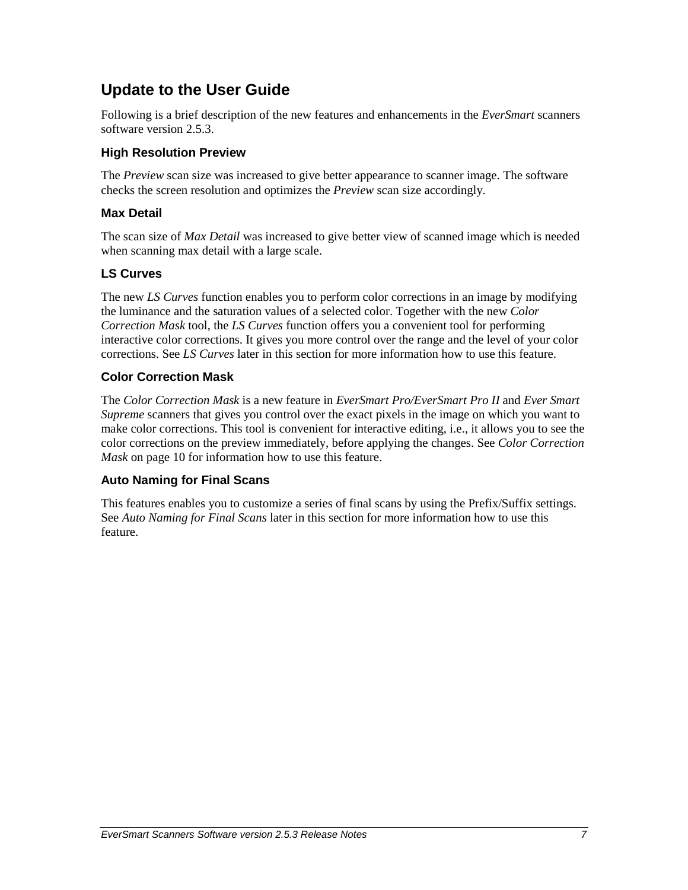## Update to the User Guide

Following is a brief description of the new features and enhancements in the *EverSmart* scanners software version 2.5.3.

### High Resolution Preview

The *Preview* scan size was increased to give better appearance to scanner image. The software checks the screen resolution and optimizes the *Preview* scan size accordingly.

### Max Detail

The scan size of *Max Detail* was increased to give better view of scanned image which is needed when scanning max detail with a large scale.

### LS Curves

The new *LS Curves* function enables you to perform color corrections in an image by modifying the luminance and the saturation values of a selected color. Together with the new *Color Correction Mask* tool, the *LS Curves* function offers you a convenient tool for performing interactive color corrections. It gives you more control over the range and the level of your color corrections. See *LS Curves* later in this section for more information how to use this feature.

### Color Correction Mask

The *Color Correction Mask* is a new feature in *EverSmart Pro/EverSmart Pro II* and *Ever Smart Supreme* scanners that gives you control over the exact pixels in the image on which you want to make color corrections. This tool is convenient for interactive editing, i.e., it allows you to see the color corrections on the preview immediately, before applying the changes. See *Color Correction Mask* on page 10 for information how to use this feature.

### Auto Naming for Final Scans

This features enables you to customize a series of final scans by using the Prefix/Suffix settings. See *Auto Naming for Final Scans* later in this section for more information how to use this feature.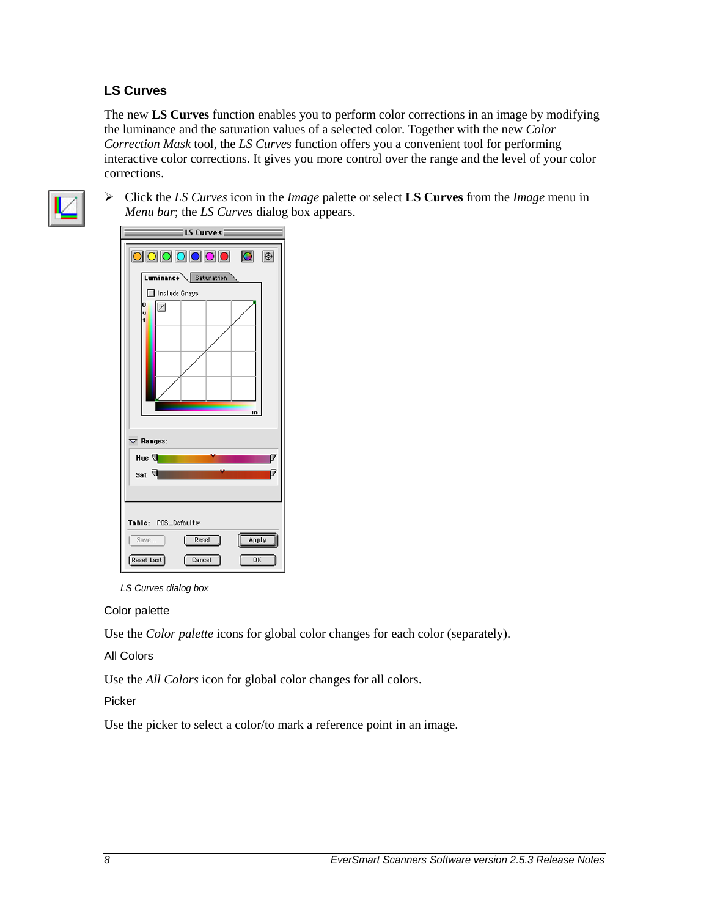## LS Curves

The new **LS Curves** function enables you to perform color corrections in an image by modifying the luminance and the saturation values of a selected color. Together with the new *Color Correction Mask* tool, the *LS Curves* function offers you a convenient tool for performing interactive color corrections. It gives you more control over the range and the level of your color corrections.

- Click the *LS Curves* icon in the *Image* palette or select **LS Curves** from the *Image* menu in *Menu bar*; the *LS Curves* dialog box appears.

*LS Curves dialog box*

Color palette

Use the *Color palette* icons for global color changes for each color (separately).

All Colors

Use the *All Colors* icon for global color changes for all colors.

Picker

Use the picker to select a color/to mark a reference point in an image.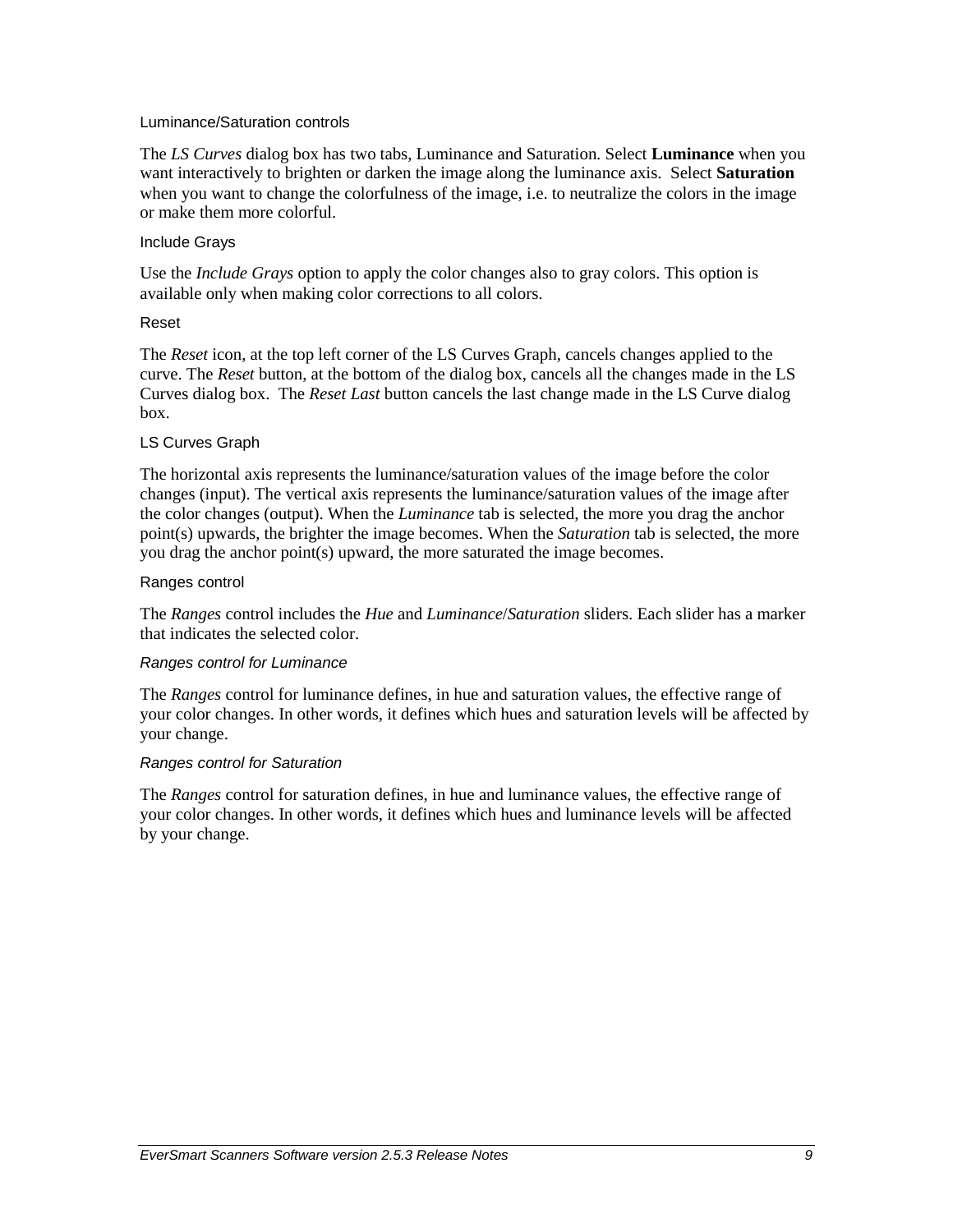### Luminance/Saturation controls

The *LS Curves* dialog box has two tabs, Luminance and Saturation. Select **Luminance** when you want interactively to brighten or darken the image along the luminance axis. Select **Saturation** when you want to change the colorfulness of the image, i.e. to neutralize the colors in the image or make them more colorful.

### Include Grays

Use the *Include Grays* option to apply the color changes also to gray colors. This option is available only when making color corrections to all colors.

### Reset

The *Reset* icon, at the top left corner of the LS Curves Graph, cancels changes applied to the curve. The *Reset* button, at the bottom of the dialog box, cancels all the changes made in the LS Curves dialog box. The *Reset Last* button cancels the last change made in the LS Curve dialog box.

### LS Curves Graph

The horizontal axis represents the luminance/saturation values of the image before the color changes (input). The vertical axis represents the luminance/saturation values of the image after the color changes (output). When the *Luminance* tab is selected, the more you drag the anchor point(s) upwards, the brighter the image becomes. When the *Saturation* tab is selected, the more you drag the anchor point(s) upward, the more saturated the image becomes.

### Ranges control

The *Ranges* control includes the *Hue* and *Luminance*/*Saturation* sliders. Each slider has a marker that indicates the selected color.

#### *Ranges control for Luminance*

The *Ranges* control for luminance defines, in hue and saturation values, the effective range of your color changes. In other words, it defines which hues and saturation levels will be affected by your change.

#### *Ranges control for Saturation*

The *Ranges* control for saturation defines, in hue and luminance values, the effective range of your color changes. In other words, it defines which hues and luminance levels will be affected by your change.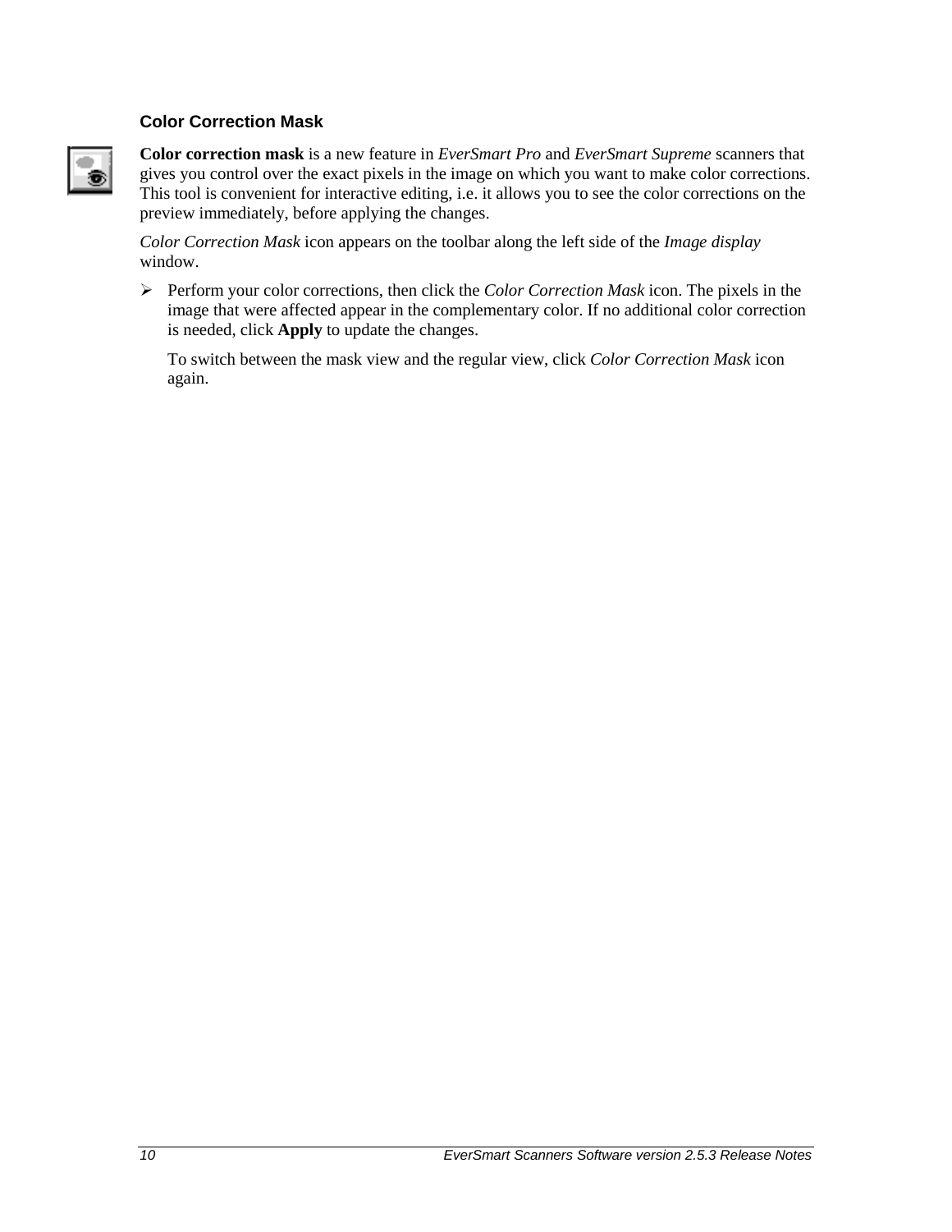### Color Correction Mask

**Color correction mask** is a new feature in *EverSmart Pro* and *EverSmart Supreme* scanners that gives you control over the exact pixels in the image on which you want to make color corrections. This tool is convenient for interactive editing, i.e. it allows you to see the color corrections on the preview immediately, before applying the changes.

*Color Correction Mask* icon appears on the toolbar along the left side of the *Image display* window.

- Perform your color corrections, then click the *Color Correction Mask* icon. The pixels in the image that were affected appear in the complementary color. If no additional color correction is needed, click **Apply** to update the changes.

  To switch between the mask view and the regular view, click *Color Correction Mask* icon again.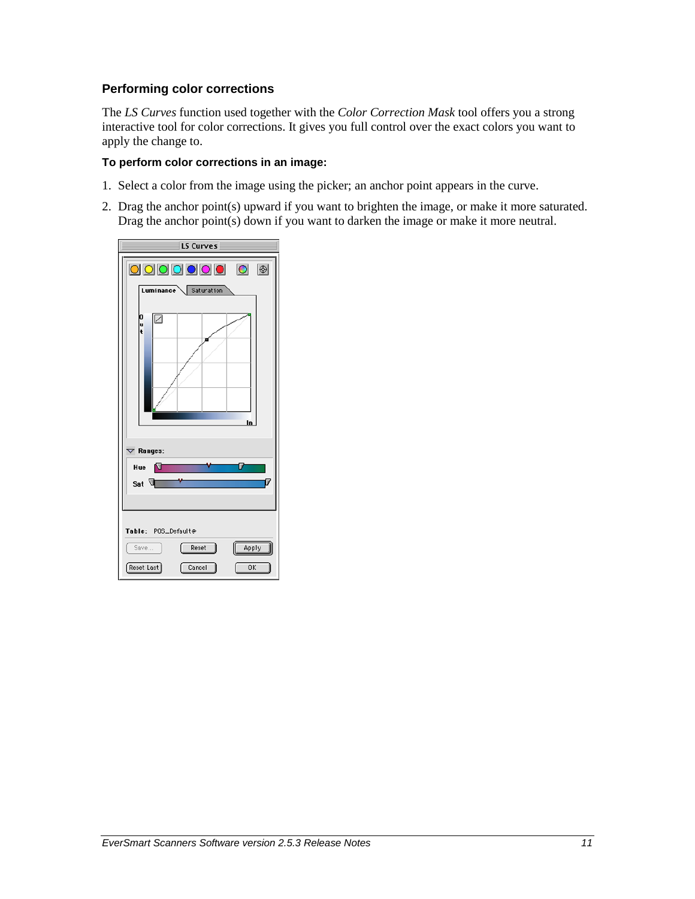### Performing color corrections

The *LS Curves* function used together with the *Color Correction Mask* tool offers you a strong interactive tool for color corrections. It gives you full control over the exact colors you want to apply the change to.

#### To perform color corrections in an image:

1. Select a color from the image using the picker; an anchor point appears in the curve.
2. Drag the anchor point(s) upward if you want to brighten the image, or make it more saturated. Drag the anchor point(s) down if you want to darken the image or make it more neutral.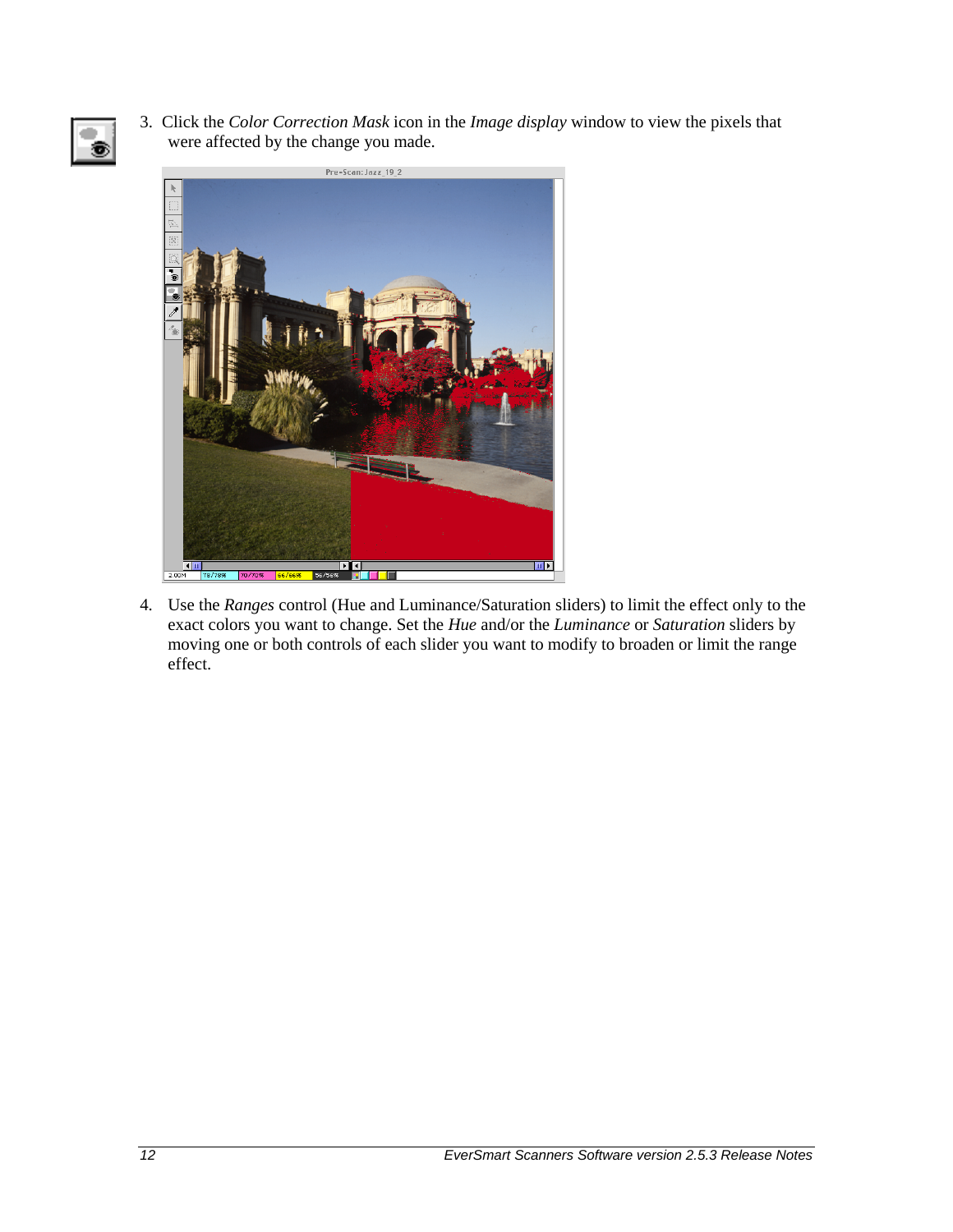3. Click the *Color Correction Mask* icon in the *Image display* window to view the pixels that were affected by the change you made.

4. Use the *Ranges* control (Hue and Luminance/Saturation sliders) to limit the effect only to the exact colors you want to change. Set the *Hue* and/or the *Luminance* or *Saturation* sliders by moving one or both controls of each slider you want to modify to broaden or limit the range effect.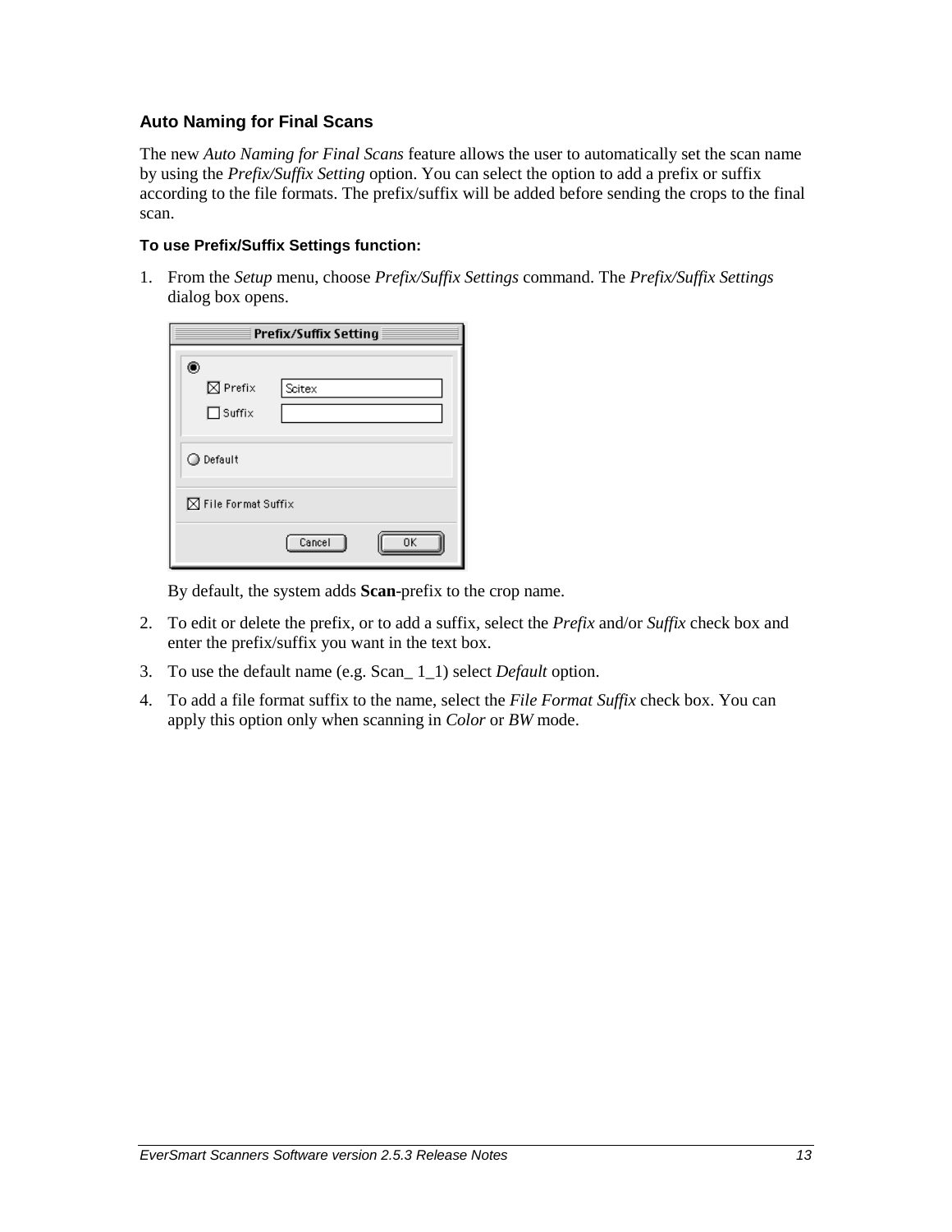### Auto Naming for Final Scans

The new *Auto Naming for Final Scans* feature allows the user to automatically set the scan name by using the *Prefix/Suffix Setting* option. You can select the option to add a prefix or suffix according to the file formats. The prefix/suffix will be added before sending the crops to the final scan.

#### To use Prefix/Suffix Settings function:

1. From the *Setup* menu, choose *Prefix/Suffix Settings* command. The *Prefix/Suffix Settings* dialog box opens.

   By default, the system adds **Scan**-prefix to the crop name.

2. To edit or delete the prefix, or to add a suffix, select the *Prefix* and/or *Suffix* check box and enter the prefix/suffix you want in the text box.
3. To use the default name (e.g. Scan_ 1_1) select *Default* option.
4. To add a file format suffix to the name, select the *File Format Suffix* check box. You can apply this option only when scanning in *Color* or *BW* mode.